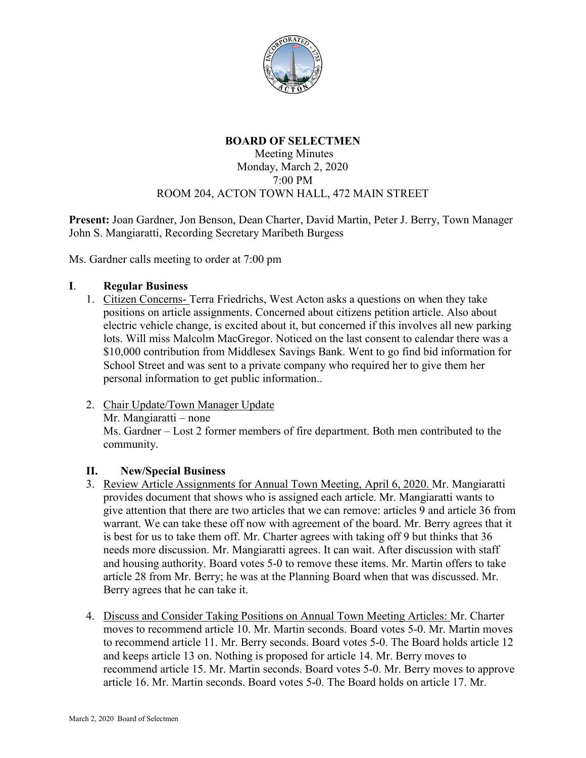**BOARD OF SELECTMEN**

Meeting Minutes

Monday, March 2, 2020

7:00 PM

ROOM 204, ACTON TOWN HALL, 472 MAIN STREET

**Present:** Joan Gardner, Jon Benson, Dean Charter, David Martin, Peter J. Berry, Town Manager John S. Mangiaratti, Recording Secretary Maribeth Burgess

Ms. Gardner calls meeting to order at 7:00 pm

## I. Regular Business

1. Citizen Concerns- Terra Friedrichs, West Acton asks a questions on when they take positions on article assignments. Concerned about citizens petition article. Also about electric vehicle change, is excited about it, but concerned if this involves all new parking lots. Will miss Malcolm MacGregor. Noticed on the last consent to calendar there was a $10,000 contribution from Middlesex Savings Bank. Went to go find bid information for School Street and was sent to a private company who required her to give them her personal information to get public information..

2. Chair Update/Town Manager Update
   Mr. Mangiaratti – none
   Ms. Gardner – Lost 2 former members of fire department. Both men contributed to the community.

## II. New/Special Business

3. Review Article Assignments for Annual Town Meeting, April 6, 2020. Mr. Mangiaratti provides document that shows who is assigned each article. Mr. Mangiaratti wants to give attention that there are two articles that we can remove: articles 9 and article 36 from warrant. We can take these off now with agreement of the board. Mr. Berry agrees that it is best for us to take them off. Mr. Charter agrees with taking off 9 but thinks that 36 needs more discussion. Mr. Mangiaratti agrees. It can wait. After discussion with staff and housing authority. Board votes 5-0 to remove these items. Mr. Martin offers to take article 28 from Mr. Berry; he was at the Planning Board when that was discussed. Mr. Berry agrees that he can take it.

4. Discuss and Consider Taking Positions on Annual Town Meeting Articles: Mr. Charter moves to recommend article 10. Mr. Martin seconds. Board votes 5-0. Mr. Martin moves to recommend article 11. Mr. Berry seconds. Board votes 5-0. The Board holds article 12 and keeps article 13 on. Nothing is proposed for article 14. Mr. Berry moves to recommend article 15. Mr. Martin seconds. Board votes 5-0. Mr. Berry moves to approve article 16. Mr. Martin seconds. Board votes 5-0. The Board holds on article 17. Mr.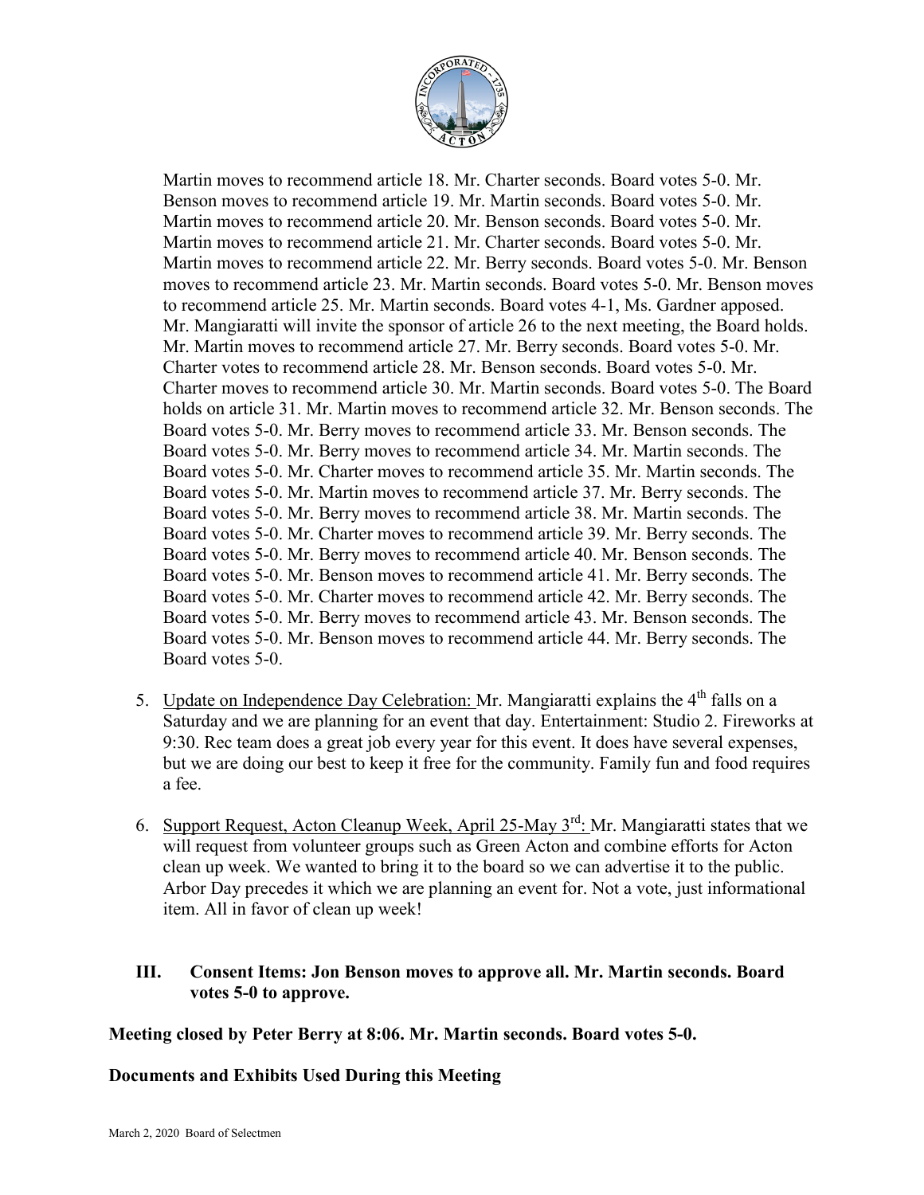Martin moves to recommend article 18. Mr. Charter seconds. Board votes 5-0. Mr. Benson moves to recommend article 19. Mr. Martin seconds. Board votes 5-0. Mr. Martin moves to recommend article 20. Mr. Benson seconds. Board votes 5-0. Mr. Martin moves to recommend article 21. Mr. Charter seconds. Board votes 5-0. Mr. Martin moves to recommend article 22. Mr. Berry seconds. Board votes 5-0. Mr. Benson moves to recommend article 23. Mr. Martin seconds. Board votes 5-0. Mr. Benson moves to recommend article 25. Mr. Martin seconds. Board votes 4-1, Ms. Gardner apposed. Mr. Mangiaratti will invite the sponsor of article 26 to the next meeting, the Board holds. Mr. Martin moves to recommend article 27. Mr. Berry seconds. Board votes 5-0. Mr. Charter votes to recommend article 28. Mr. Benson seconds. Board votes 5-0. Mr. Charter moves to recommend article 30. Mr. Martin seconds. Board votes 5-0. The Board holds on article 31. Mr. Martin moves to recommend article 32. Mr. Benson seconds. The Board votes 5-0. Mr. Berry moves to recommend article 33. Mr. Benson seconds. The Board votes 5-0. Mr. Berry moves to recommend article 34. Mr. Martin seconds. The Board votes 5-0. Mr. Charter moves to recommend article 35. Mr. Martin seconds. The Board votes 5-0. Mr. Martin moves to recommend article 37. Mr. Berry seconds. The Board votes 5-0. Mr. Berry moves to recommend article 38. Mr. Martin seconds. The Board votes 5-0. Mr. Charter moves to recommend article 39. Mr. Berry seconds. The Board votes 5-0. Mr. Berry moves to recommend article 40. Mr. Benson seconds. The Board votes 5-0. Mr. Benson moves to recommend article 41. Mr. Berry seconds. The Board votes 5-0. Mr. Charter moves to recommend article 42. Mr. Berry seconds. The Board votes 5-0. Mr. Berry moves to recommend article 43. Mr. Benson seconds. The Board votes 5-0. Mr. Benson moves to recommend article 44. Mr. Berry seconds. The Board votes 5-0.

5. Update on Independence Day Celebration: Mr. Mangiaratti explains the 4th falls on a Saturday and we are planning for an event that day. Entertainment: Studio 2. Fireworks at 9:30. Rec team does a great job every year for this event. It does have several expenses, but we are doing our best to keep it free for the community. Family fun and food requires a fee.

6. Support Request, Acton Cleanup Week, April 25-May 3rd: Mr. Mangiaratti states that we will request from volunteer groups such as Green Acton and combine efforts for Acton clean up week. We wanted to bring it to the board so we can advertise it to the public. Arbor Day precedes it which we are planning an event for. Not a vote, just informational item. All in favor of clean up week!

### III. Consent Items: Jon Benson moves to approve all. Mr. Martin seconds. Board votes 5-0 to approve.

**Meeting closed by Peter Berry at 8:06. Mr. Martin seconds. Board votes 5-0.**

**Documents and Exhibits Used During this Meeting**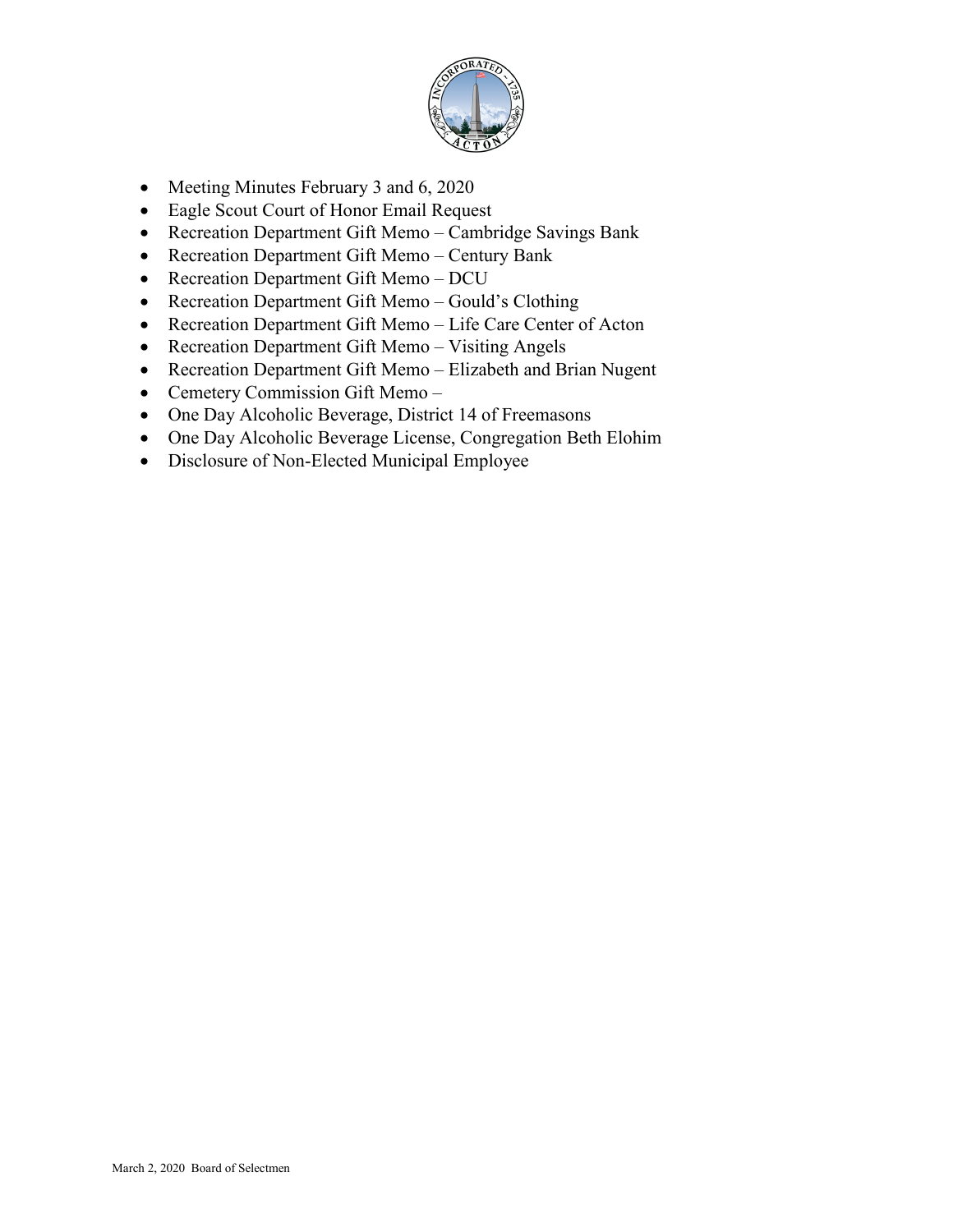- Meeting Minutes February 3 and 6, 2020
- Eagle Scout Court of Honor Email Request
- Recreation Department Gift Memo – Cambridge Savings Bank
- Recreation Department Gift Memo – Century Bank
- Recreation Department Gift Memo – DCU
- Recreation Department Gift Memo – Gould's Clothing
- Recreation Department Gift Memo – Life Care Center of Acton
- Recreation Department Gift Memo – Visiting Angels
- Recreation Department Gift Memo – Elizabeth and Brian Nugent
- Cemetery Commission Gift Memo –
- One Day Alcoholic Beverage, District 14 of Freemasons
- One Day Alcoholic Beverage License, Congregation Beth Elohim
- Disclosure of Non-Elected Municipal Employee